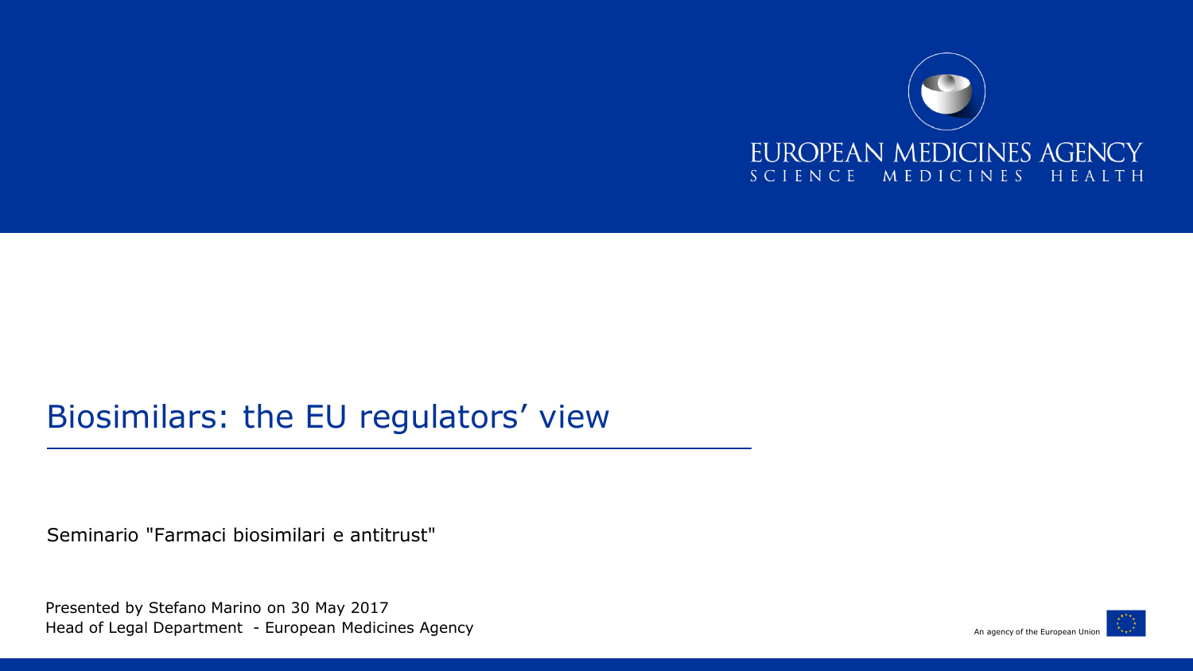EUROPEAN MEDICINES AGENCY
SCIENCE MEDICINES HEALTH

# Biosimilars: the EU regulators' view

Seminario "Farmaci biosimilari e antitrust"

Presented by Stefano Marino on 30 May 2017
Head of Legal Department - European Medicines Agency

An agency of the European Union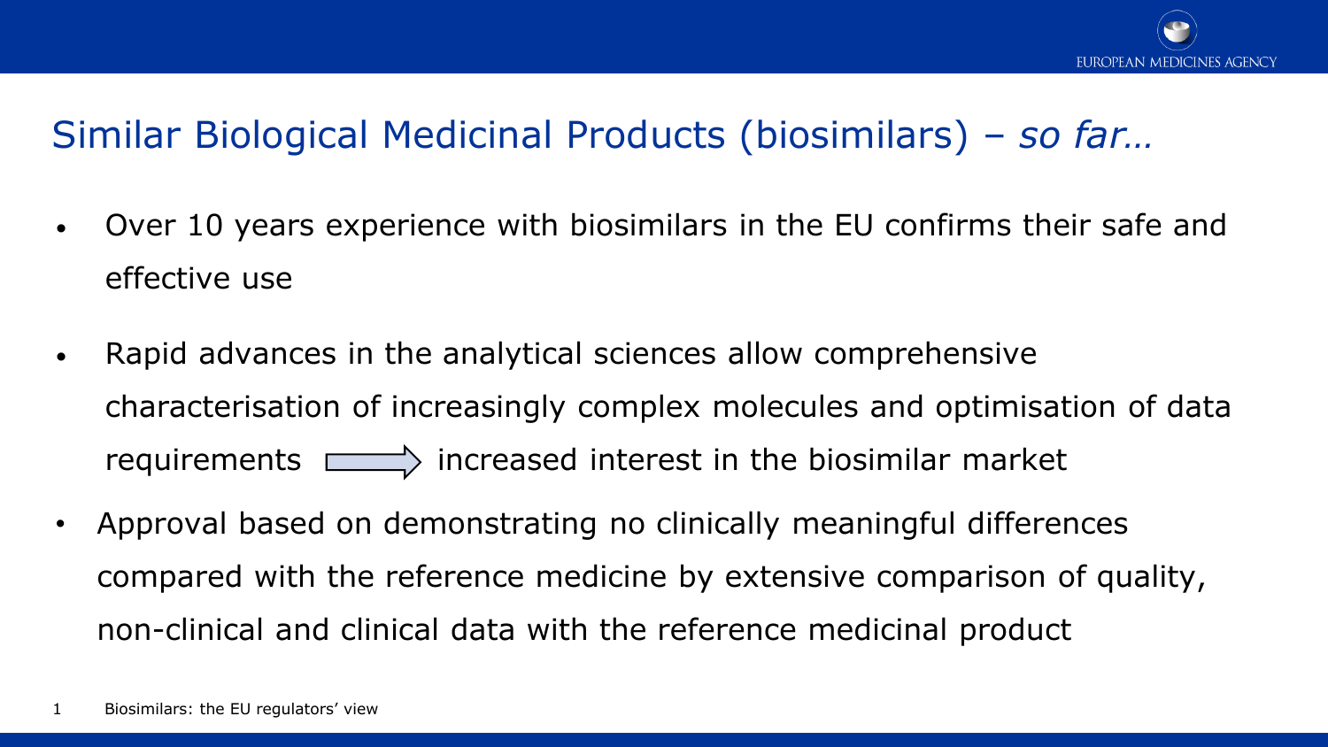# Similar Biological Medicinal Products (biosimilars) – *so far…*

- Over 10 years experience with biosimilars in the EU confirms their safe and effective use
- Rapid advances in the analytical sciences allow comprehensive characterisation of increasingly complex molecules and optimisation of data requirements ⟹ increased interest in the biosimilar market
- Approval based on demonstrating no clinically meaningful differences compared with the reference medicine by extensive comparison of quality, non-clinical and clinical data with the reference medicinal product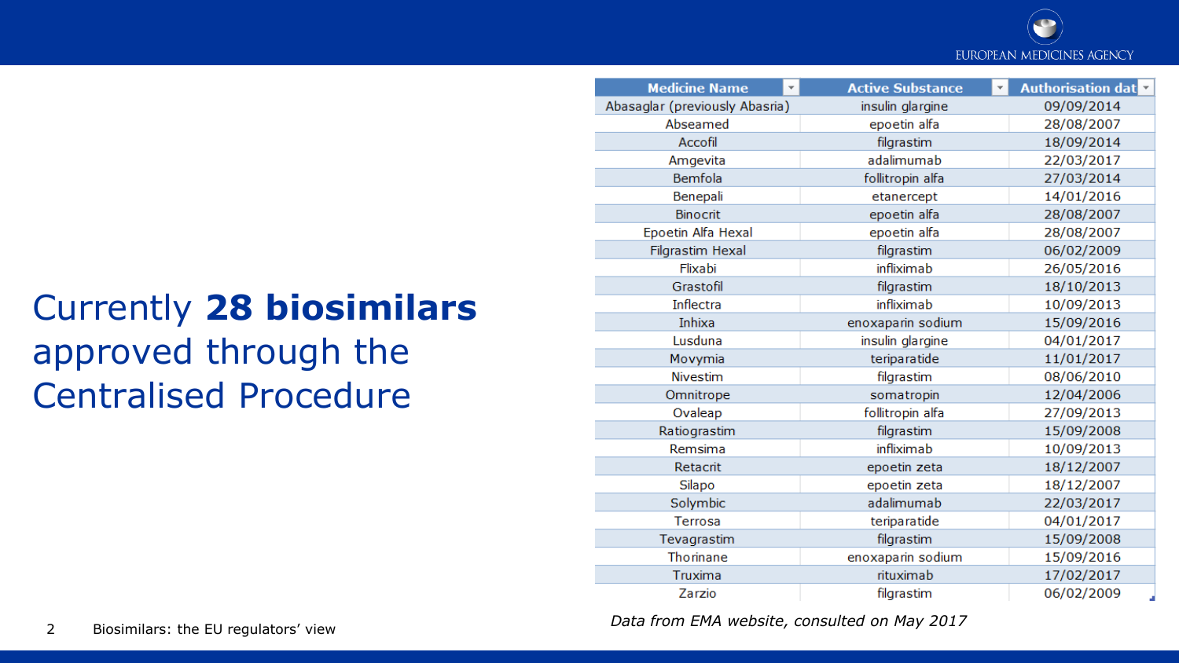# Currently **28 biosimilars** approved through the Centralised Procedure

| Medicine Name | Active Substance | Authorisation dat |
|---|---|---|
| Abasaglar (previously Abasria) | insulin glargine | 09/09/2014 |
| Abseamed | epoetin alfa | 28/08/2007 |
| Accofil | filgrastim | 18/09/2014 |
| Amgevita | adalimumab | 22/03/2017 |
| Bemfola | follitropin alfa | 27/03/2014 |
| Benepali | etanercept | 14/01/2016 |
| Binocrit | epoetin alfa | 28/08/2007 |
| Epoetin Alfa Hexal | epoetin alfa | 28/08/2007 |
| Filgrastim Hexal | filgrastim | 06/02/2009 |
| Flixabi | infliximab | 26/05/2016 |
| Grastofil | filgrastim | 18/10/2013 |
| Inflectra | infliximab | 10/09/2013 |
| Inhixa | enoxaparin sodium | 15/09/2016 |
| Lusduna | insulin glargine | 04/01/2017 |
| Movymia | teriparatide | 11/01/2017 |
| Nivestim | filgrastim | 08/06/2010 |
| Omnitrope | somatropin | 12/04/2006 |
| Ovaleap | follitropin alfa | 27/09/2013 |
| Ratiograstim | filgrastim | 15/09/2008 |
| Remsima | infliximab | 10/09/2013 |
| Retacrit | epoetin zeta | 18/12/2007 |
| Silapo | epoetin zeta | 18/12/2007 |
| Solymbic | adalimumab | 22/03/2017 |
| Terrosa | teriparatide | 04/01/2017 |
| Tevagrastim | filgrastim | 15/09/2008 |
| Thorinane | enoxaparin sodium | 15/09/2016 |
| Truxima | rituximab | 17/02/2017 |
| Zarzio | filgrastim | 06/02/2009 |

*Data from EMA website, consulted on May 2017*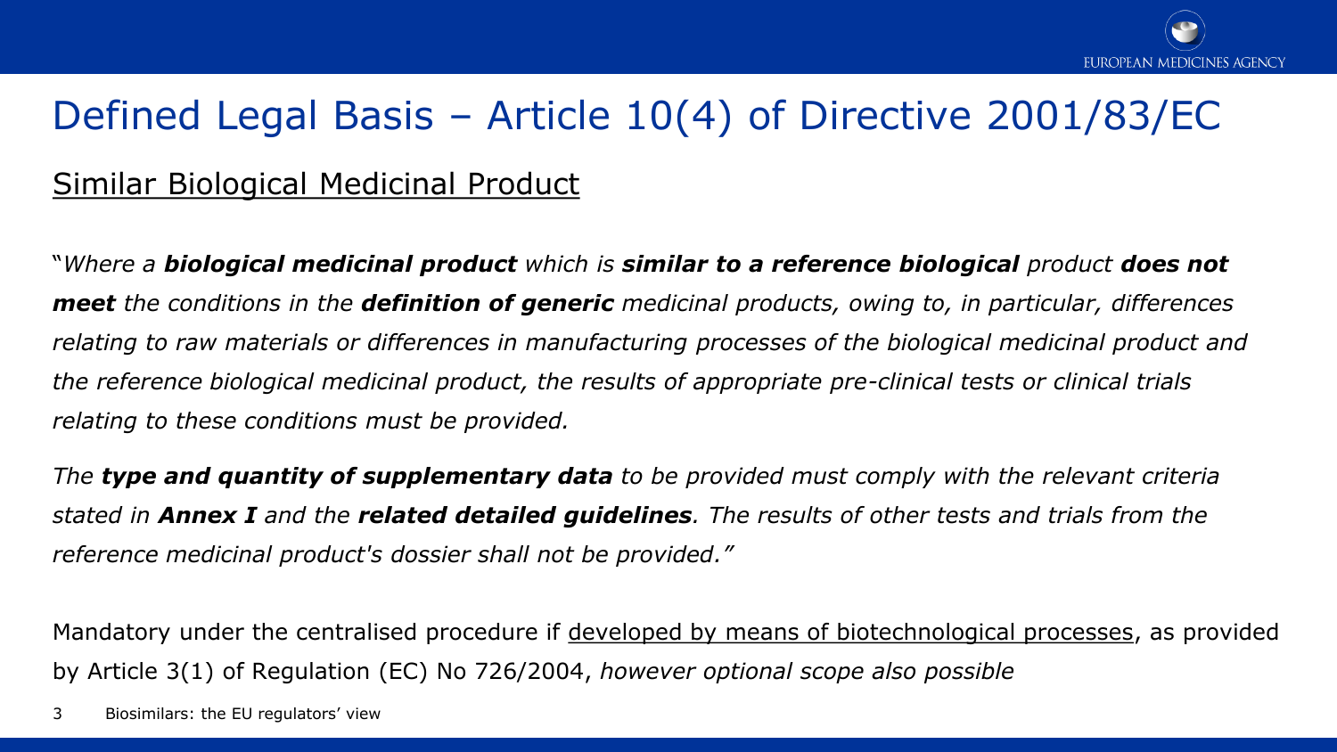# Defined Legal Basis – Article 10(4) of Directive 2001/83/EC

## Similar Biological Medicinal Product

"*Where a **biological medicinal product** which is **similar to a reference biological** product **does not meet** the conditions in the **definition of generic** medicinal products, owing to, in particular, differences relating to raw materials or differences in manufacturing processes of the biological medicinal product and the reference biological medicinal product, the results of appropriate pre-clinical tests or clinical trials relating to these conditions must be provided.*

*The **type and quantity of supplementary data** to be provided must comply with the relevant criteria stated in **Annex I** and the **related detailed guidelines**. The results of other tests and trials from the reference medicinal product's dossier shall not be provided."*

Mandatory under the centralised procedure if developed by means of biotechnological processes, as provided by Article 3(1) of Regulation (EC) No 726/2004, *however optional scope also possible*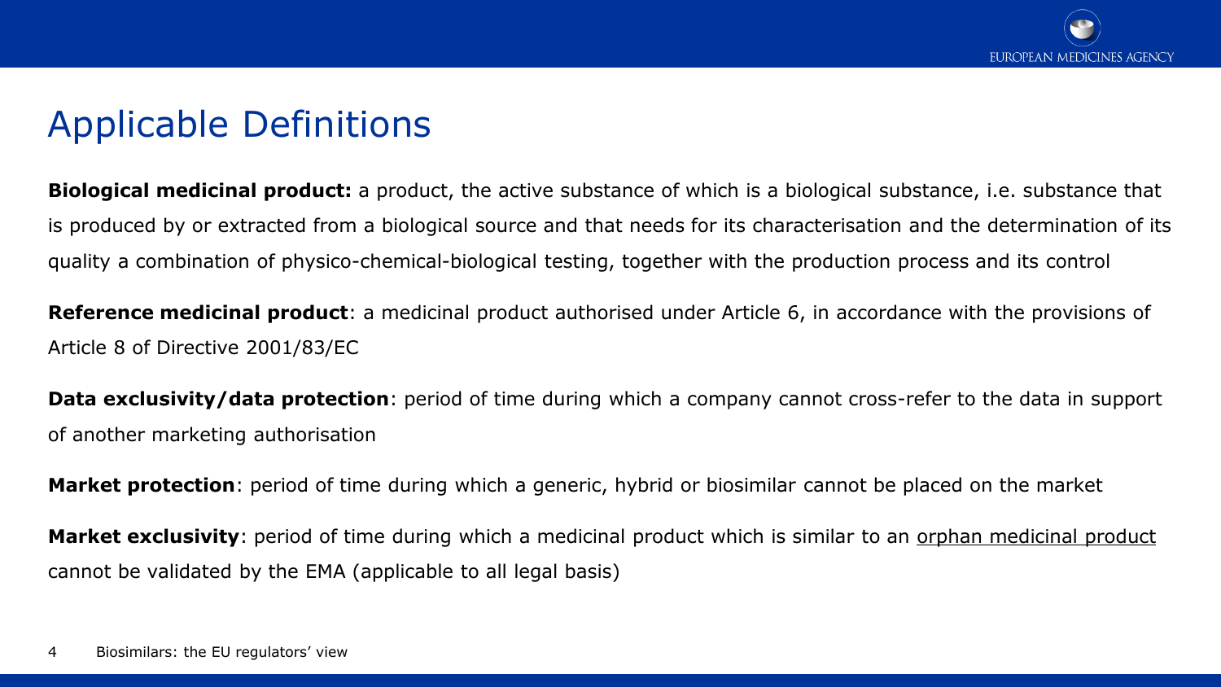# Applicable Definitions

**Biological medicinal product:** a product, the active substance of which is a biological substance, i.e. substance that is produced by or extracted from a biological source and that needs for its characterisation and the determination of its quality a combination of physico-chemical-biological testing, together with the production process and its control

**Reference medicinal product**: a medicinal product authorised under Article 6, in accordance with the provisions of Article 8 of Directive 2001/83/EC

**Data exclusivity/data protection**: period of time during which a company cannot cross-refer to the data in support of another marketing authorisation

**Market protection**: period of time during which a generic, hybrid or biosimilar cannot be placed on the market

**Market exclusivity**: period of time during which a medicinal product which is similar to an orphan medicinal product cannot be validated by the EMA (applicable to all legal basis)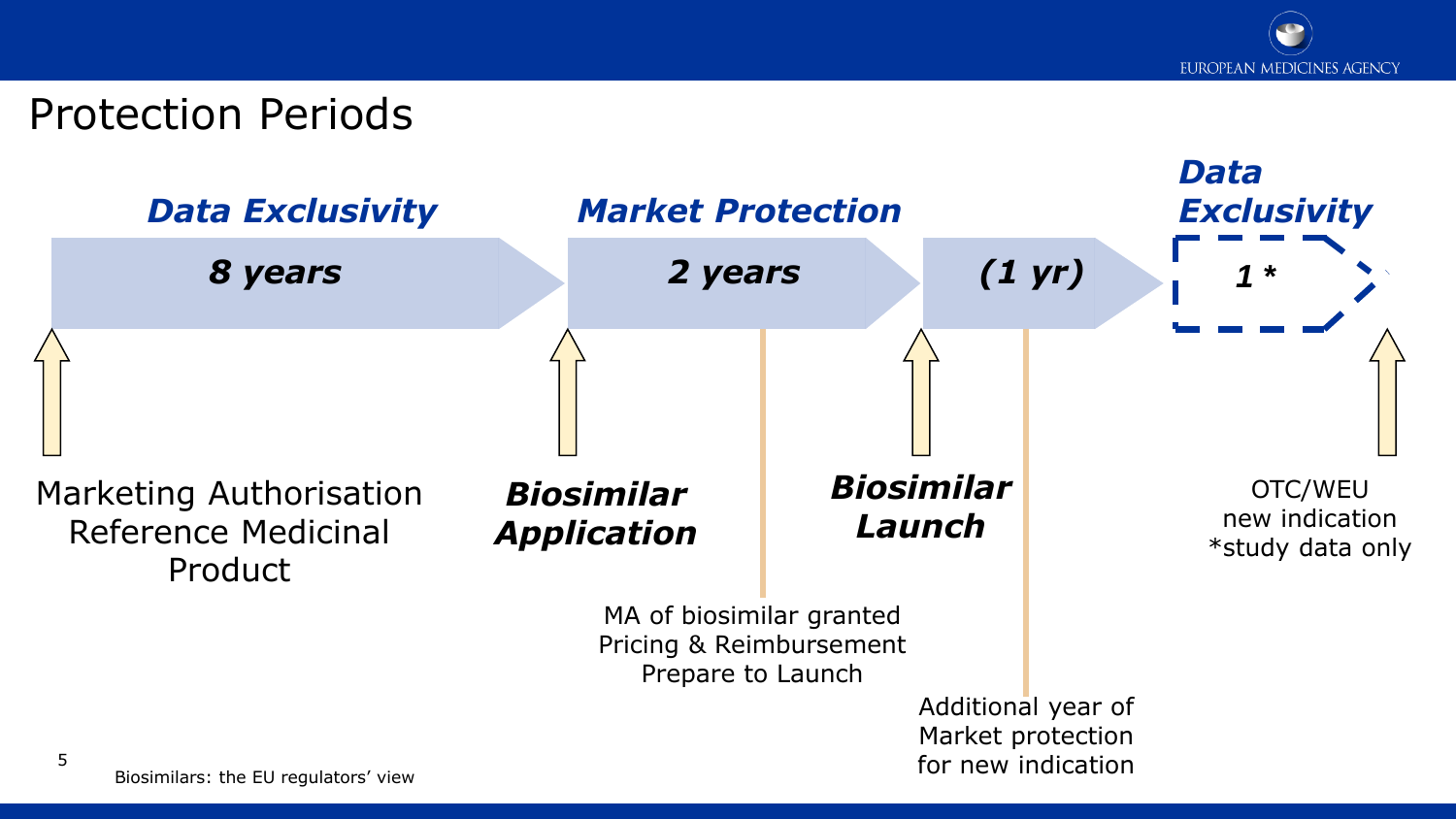# Protection Periods

***Data Exclusivity*** — ***8 years***

***Market Protection*** — ***2 years*** — ***(1 yr)***

***Data Exclusivity*** — ***1 \****

Marketing Authorisation Reference Medicinal Product

***Biosimilar Application***

MA of biosimilar granted
Pricing & Reimbursement
Prepare to Launch

***Biosimilar Launch***

Additional year of Market protection for new indication

OTC/WEU
new indication
*study data only

Biosimilars: the EU regulators' view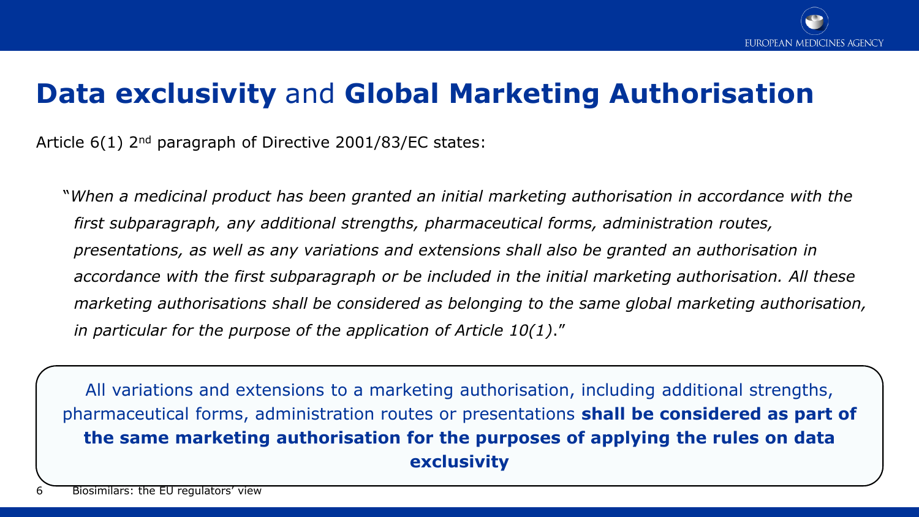# **Data exclusivity** and **Global Marketing Authorisation**

Article 6(1) 2nd paragraph of Directive 2001/83/EC states:

"*When a medicinal product has been granted an initial marketing authorisation in accordance with the first subparagraph, any additional strengths, pharmaceutical forms, administration routes, presentations, as well as any variations and extensions shall also be granted an authorisation in accordance with the first subparagraph or be included in the initial marketing authorisation. All these marketing authorisations shall be considered as belonging to the same global marketing authorisation, in particular for the purpose of the application of Article 10(1)*."

All variations and extensions to a marketing authorisation, including additional strengths, pharmaceutical forms, administration routes or presentations **shall be considered as part of the same marketing authorisation for the purposes of applying the rules on data exclusivity**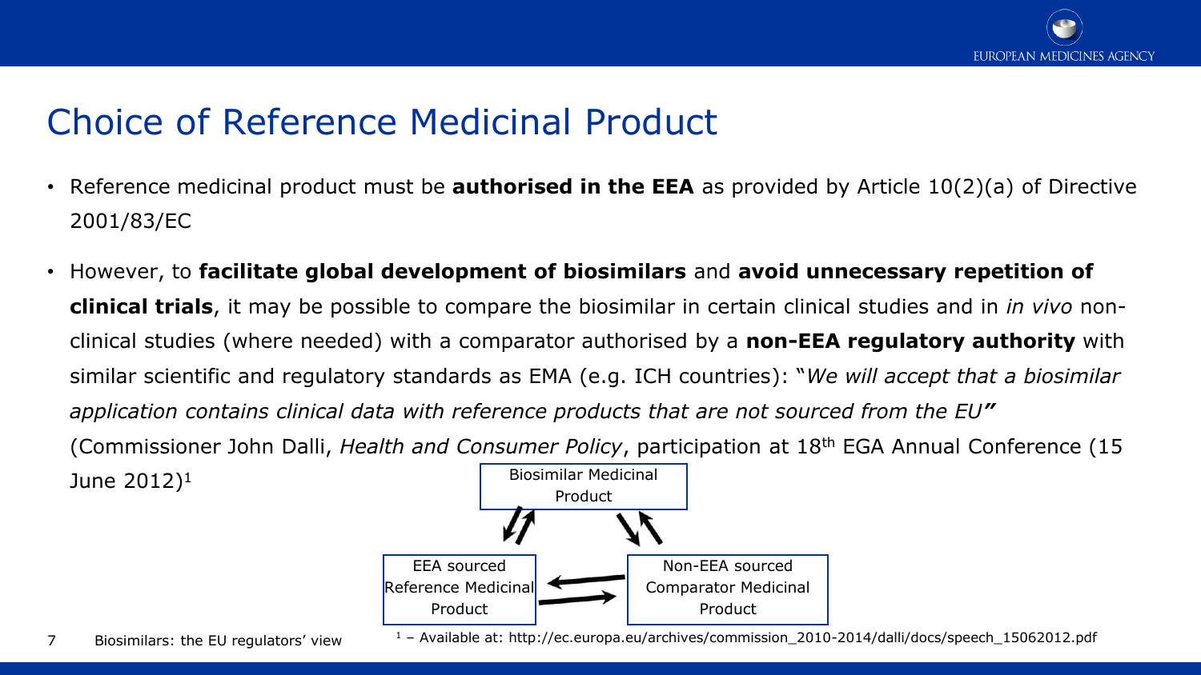# Choice of Reference Medicinal Product

- Reference medicinal product must be **authorised in the EEA** as provided by Article 10(2)(a) of Directive 2001/83/EC
- However, to **facilitate global development of biosimilars** and **avoid unnecessary repetition of clinical trials**, it may be possible to compare the biosimilar in certain clinical studies and in *in vivo* non-clinical studies (where needed) with a comparator authorised by a **non-EEA regulatory authority** with similar scientific and regulatory standards as EMA (e.g. ICH countries): "*We will accept that a biosimilar application contains clinical data with reference products that are not sourced from the EU"* (Commissioner John Dalli, *Health and Consumer Policy*, participation at 18th EGA Annual Conference (15 June 2012)[1]

Biosimilar Medicinal Product

EEA sourced Reference Medicinal Product

Non-EEA sourced Comparator Medicinal Product

[1] – Available at: http://ec.europa.eu/archives/commission_2010-2014/dalli/docs/speech_15062012.pdf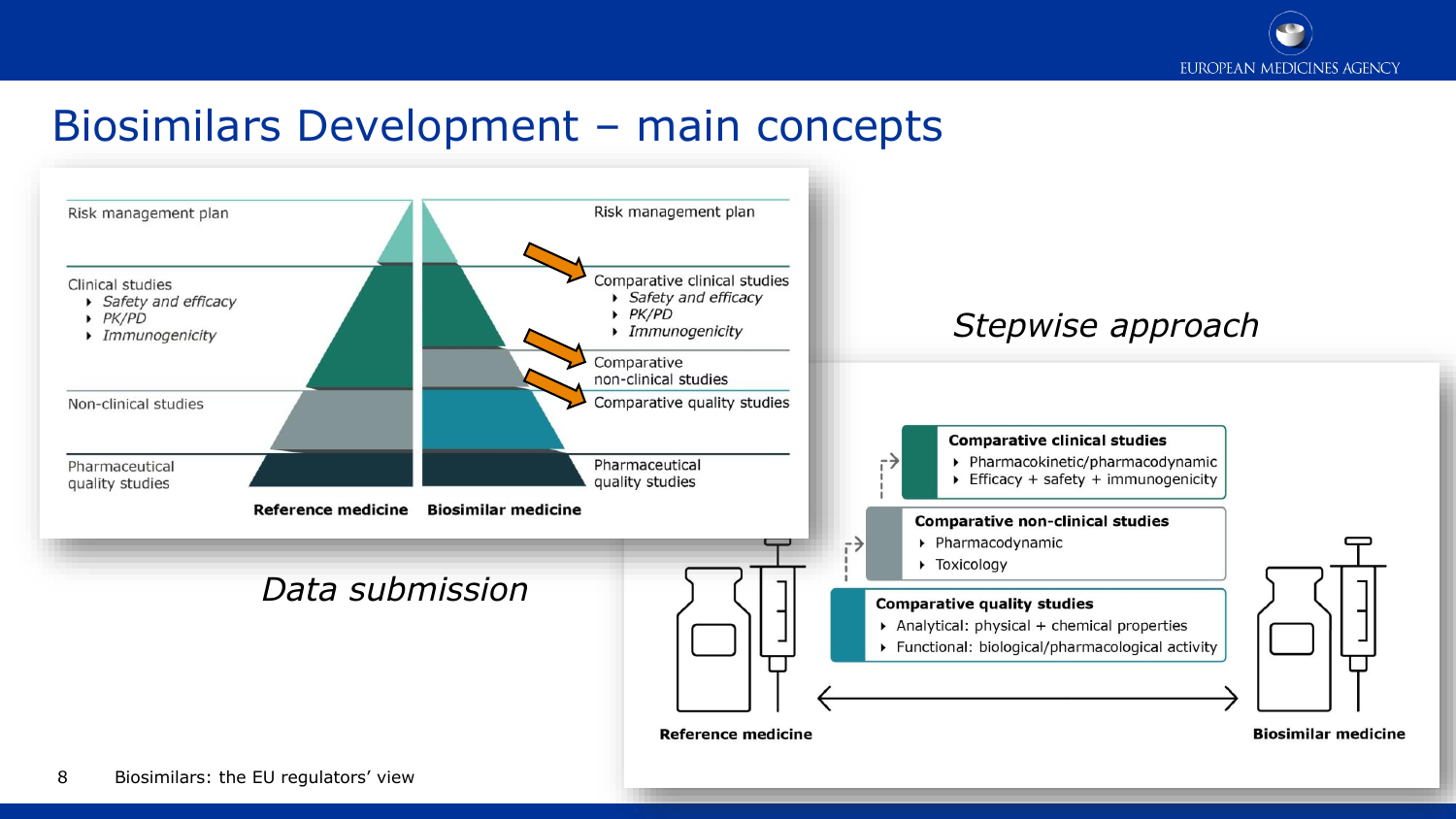# Biosimilars Development – main concepts

| Reference medicine | Biosimilar medicine |
| --- | --- |
| Risk management plan | Risk management plan |
| Clinical studies: Safety and efficacy; PK/PD; Immunogenicity | Comparative clinical studies: Safety and efficacy; PK/PD; Immunogenicity |
| Non-clinical studies | Comparative non-clinical studies |
| | Comparative quality studies |
| Pharmaceutical quality studies | Pharmaceutical quality studies |

*Data submission*

*Stepwise approach*

**Comparative clinical studies**

- Pharmacokinetic/pharmacodynamic
- Efficacy + safety + immunogenicity

**Comparative non-clinical studies**

- Pharmacodynamic
- Toxicology

**Comparative quality studies**

- Analytical: physical + chemical properties
- Functional: biological/pharmacological activity

**Reference medicine** ↔ **Biosimilar medicine**

Biosimilars: the EU regulators' view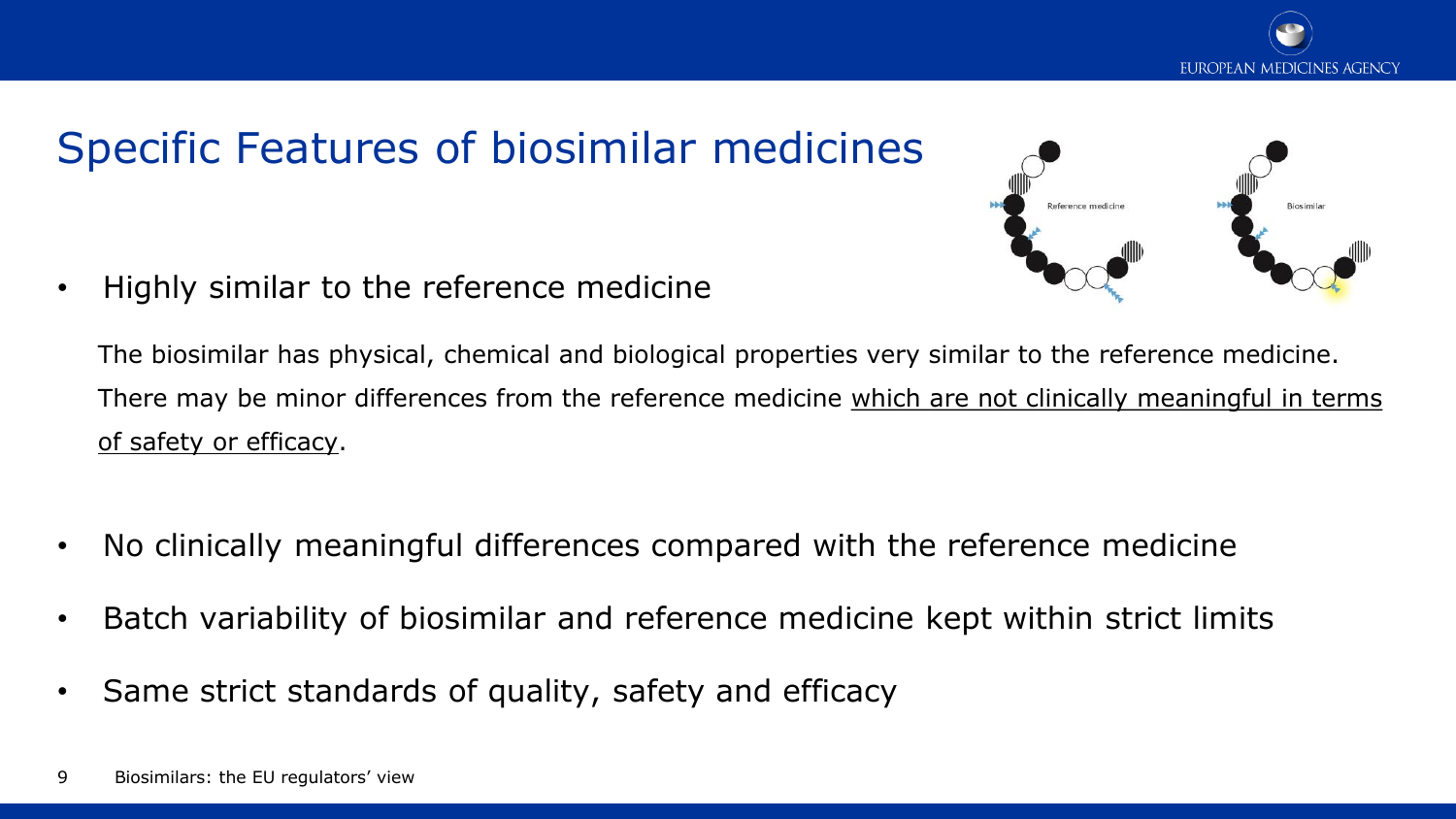# Specific Features of biosimilar medicines

- Highly similar to the reference medicine

  The biosimilar has physical, chemical and biological properties very similar to the reference medicine. There may be minor differences from the reference medicine <u>which are not clinically meaningful in terms of safety or efficacy</u>.

- No clinically meaningful differences compared with the reference medicine
- Batch variability of biosimilar and reference medicine kept within strict limits
- Same strict standards of quality, safety and efficacy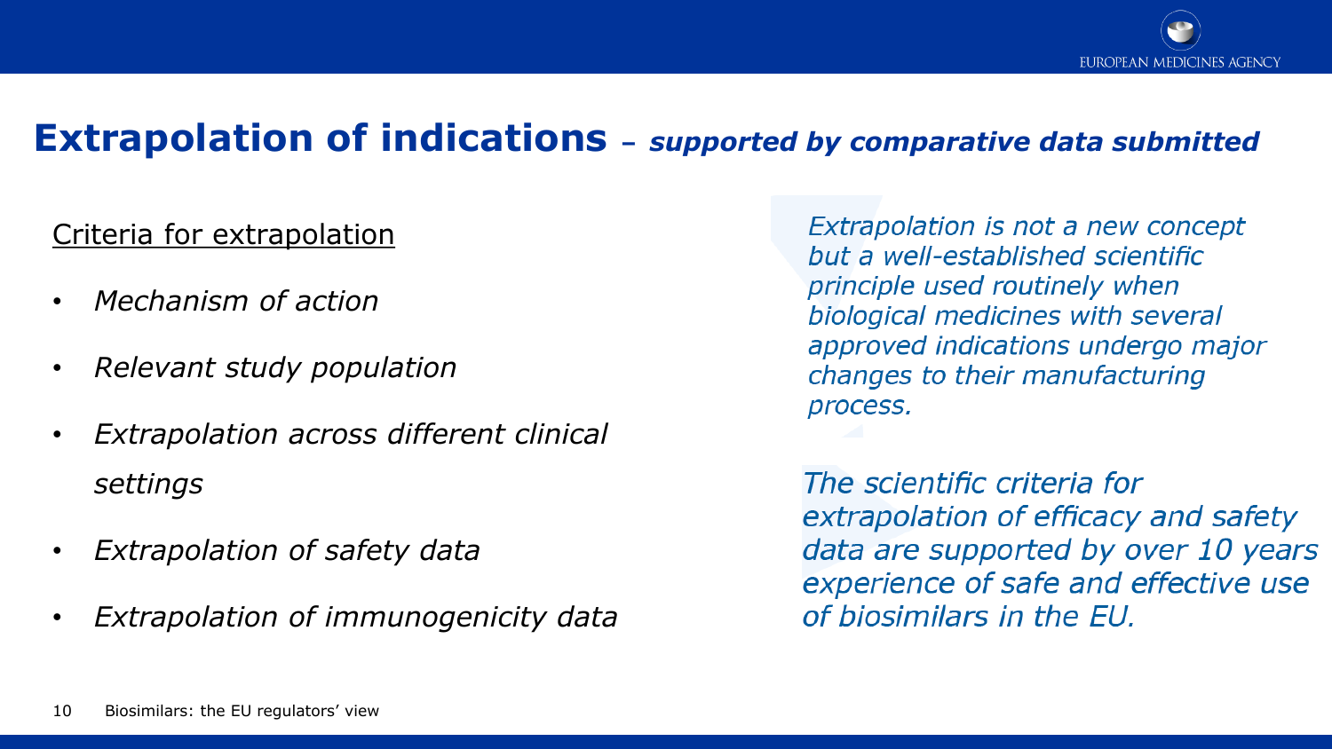# Extrapolation of indications – *supported by comparative data submitted*

Criteria for extrapolation

- *Mechanism of action*
- *Relevant study population*
- *Extrapolation across different clinical settings*
- *Extrapolation of safety data*
- *Extrapolation of immunogenicity data*

*Extrapolation is not a new concept but a well-established scientific principle used routinely when biological medicines with several approved indications undergo major changes to their manufacturing process.*

*The scientific criteria for extrapolation of efficacy and safety data are supported by over 10 years experience of safe and effective use of biosimilars in the EU.*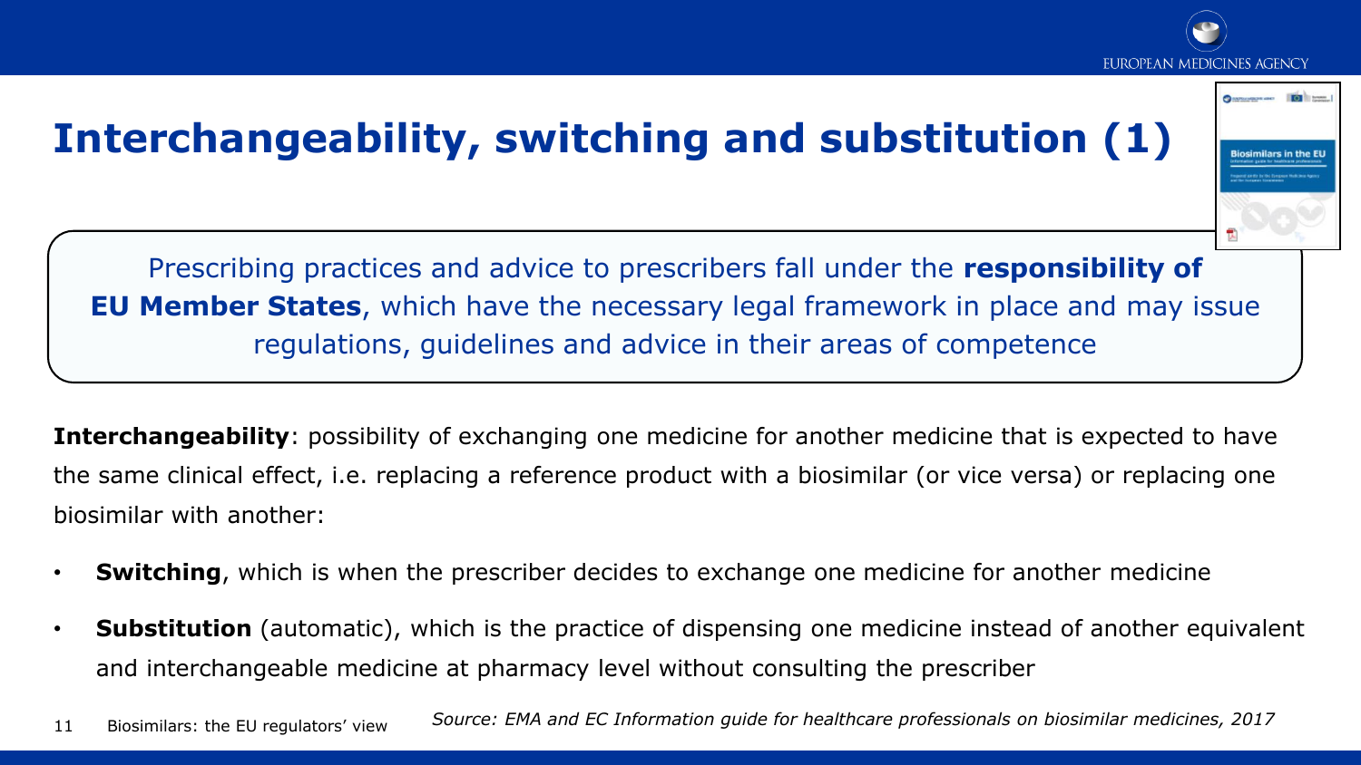# Interchangeability, switching and substitution (1)

Prescribing practices and advice to prescribers fall under the **responsibility of EU Member States**, which have the necessary legal framework in place and may issue regulations, guidelines and advice in their areas of competence

**Interchangeability**: possibility of exchanging one medicine for another medicine that is expected to have the same clinical effect, i.e. replacing a reference product with a biosimilar (or vice versa) or replacing one biosimilar with another:

- **Switching**, which is when the prescriber decides to exchange one medicine for another medicine
- **Substitution** (automatic), which is the practice of dispensing one medicine instead of another equivalent and interchangeable medicine at pharmacy level without consulting the prescriber

*Source: EMA and EC Information guide for healthcare professionals on biosimilar medicines, 2017*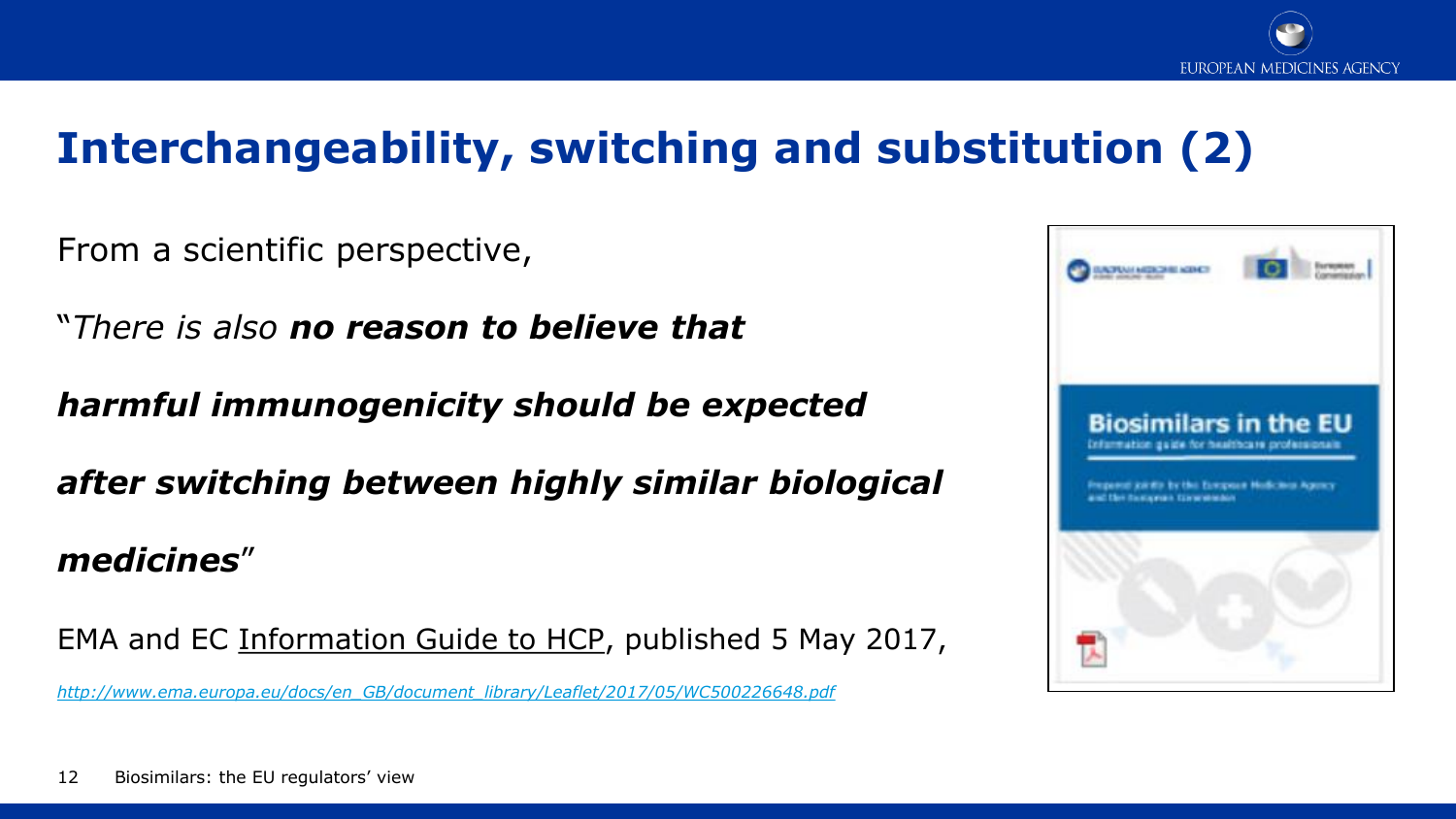# Interchangeability, switching and substitution (2)

From a scientific perspective,

"*There is also **no reason to believe that harmful immunogenicity should be expected after switching between highly similar biological medicines***"

EMA and EC Information Guide to HCP, published 5 May 2017,

*http://www.ema.europa.eu/docs/en_GB/document_library/Leaflet/2017/05/WC500226648.pdf*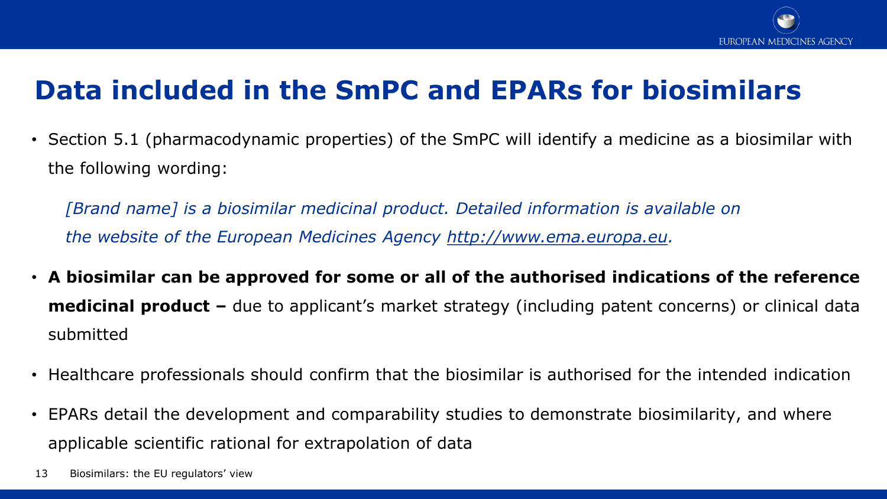# Data included in the SmPC and EPARs for biosimilars

- Section 5.1 (pharmacodynamic properties) of the SmPC will identify a medicine as a biosimilar with the following wording:

  *[Brand name] is a biosimilar medicinal product. Detailed information is available on the website of the European Medicines Agency http://www.ema.europa.eu.*

- **A biosimilar can be approved for some or all of the authorised indications of the reference medicinal product –** due to applicant's market strategy (including patent concerns) or clinical data submitted
- Healthcare professionals should confirm that the biosimilar is authorised for the intended indication
- EPARs detail the development and comparability studies to demonstrate biosimilarity, and where applicable scientific rational for extrapolation of data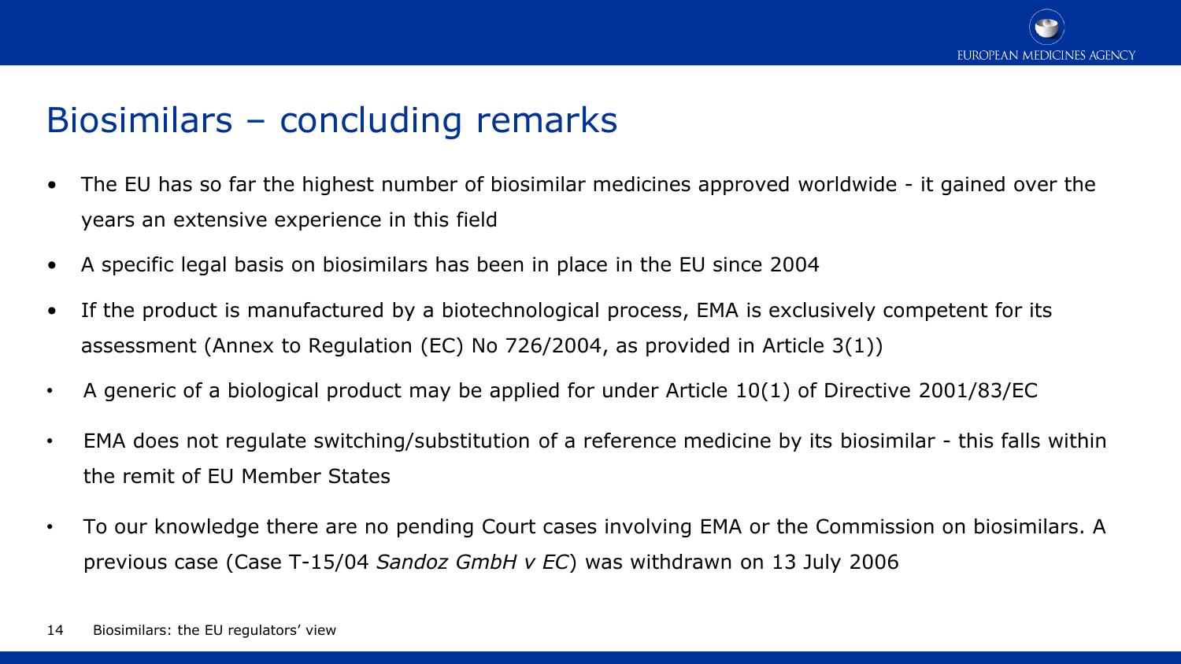# Biosimilars – concluding remarks

- The EU has so far the highest number of biosimilar medicines approved worldwide - it gained over the years an extensive experience in this field
- A specific legal basis on biosimilars has been in place in the EU since 2004
- If the product is manufactured by a biotechnological process, EMA is exclusively competent for its assessment (Annex to Regulation (EC) No 726/2004, as provided in Article 3(1))
- A generic of a biological product may be applied for under Article 10(1) of Directive 2001/83/EC
- EMA does not regulate switching/substitution of a reference medicine by its biosimilar - this falls within the remit of EU Member States
- To our knowledge there are no pending Court cases involving EMA or the Commission on biosimilars. A previous case (Case T-15/04 *Sandoz GmbH v EC*) was withdrawn on 13 July 2006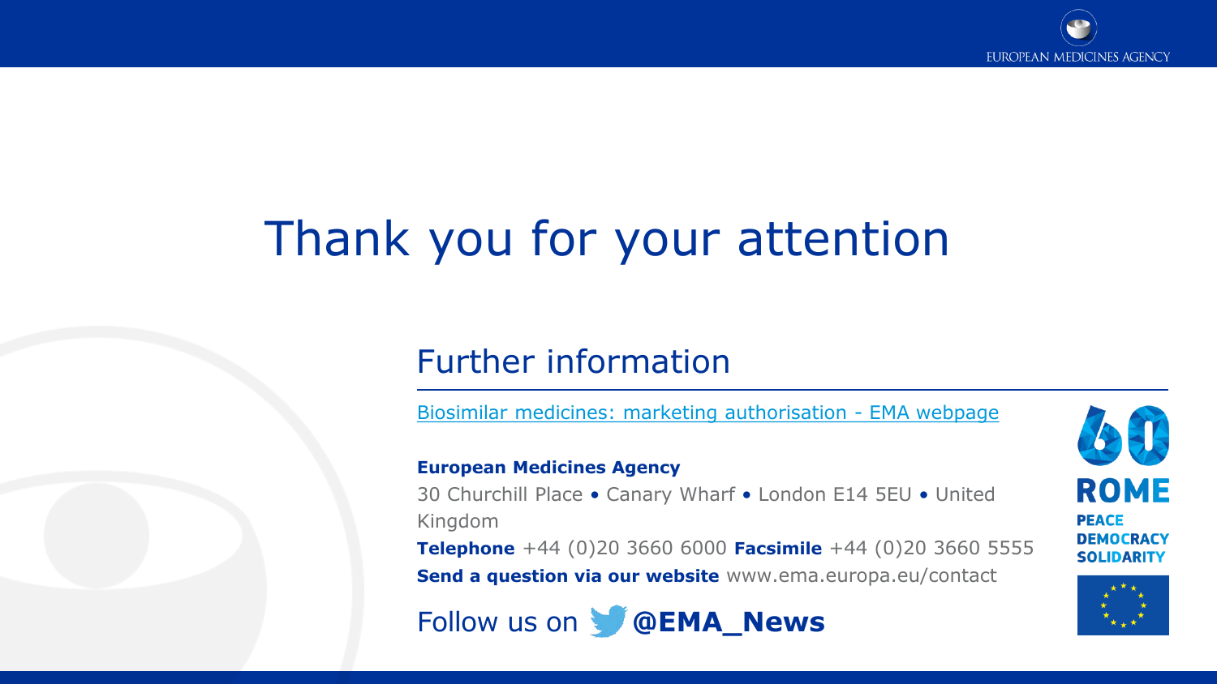# Thank you for your attention

## Further information

[Biosimilar medicines: marketing authorisation - EMA webpage]

**European Medicines Agency**

30 Churchill Place • Canary Wharf • London E14 5EU • United Kingdom

**Telephone** +44 (0)20 3660 6000 **Facsimile** +44 (0)20 3660 5555

**Send a question via our website** www.ema.europa.eu/contact

Follow us on **@EMA_News**

60 ROME PEACE DEMOCRACY SOLIDARITY